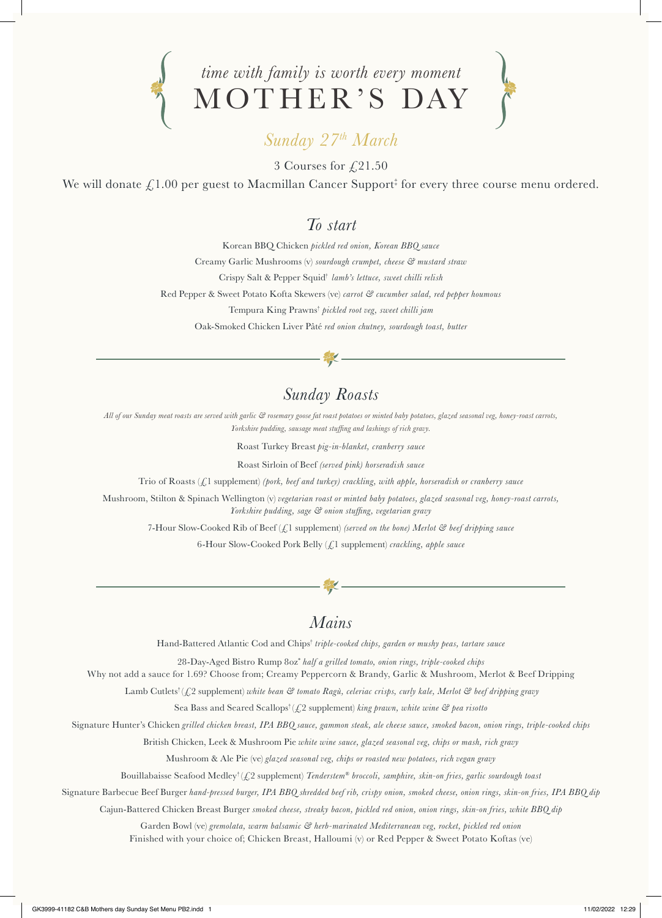*time with family is worth every moment*

# MOTHER'S DAY

## *Sunday 27th March*

3 Courses for £21.50

We will donate £1.00 per guest to Macmillan Cancer Support‡ for every three course menu ordered.

## *To start*

Korean BBQ Chicken *pickled red onion, Korean BBQ sauce*

Creamy Garlic Mushrooms (v) *sourdough crumpet, cheese & mustard straw*

Crispy Salt & Pepper Squid† *lamb's lettuce, sweet chilli relish*

Red Pepper & Sweet Potato Kofta Skewers (ve) *carrot & cucumber salad, red pepper houmous*

Tempura King Prawns† *pickled root veg, sweet chilli jam*

Oak-Smoked Chicken Liver Pâté *red onion chutney, sourdough toast, butter*

## *Sunday Roasts*

*All of our Sunday meat roasts are served with garlic & rosemary goose fat roast potatoes or minted baby potatoes, glazed seasonal veg, honey-roast carrots, Yorkshire pudding, sausage meat stuffing and lashings of rich gravy.*

Roast Turkey Breast *pig-in-blanket, cranberry sauce*

Roast Sirloin of Beef *(served pink) horseradish sauce*

Trio of Roasts (£1 supplement) *(pork, beef and turkey) crackling, with apple, horseradish or cranberry sauce*

Mushroom, Stilton & Spinach Wellington (v) *vegetarian roast or minted baby potatoes, glazed seasonal veg, honey-roast carrots, Yorkshire pudding, sage & onion stuffing, vegetarian gravy*

7-Hour Slow-Cooked Rib of Beef (£1 supplement) *(served on the bone) Merlot & beef dripping sauce*

6-Hour Slow-Cooked Pork Belly (£1 supplement) *crackling, apple sauce*

## *Mains*

Hand-Battered Atlantic Cod and Chips† *triple-cooked chips, garden or mushy peas, tartare sauce*

28-Day-Aged Bistro Rump 8oz* *half a grilled tomato, onion rings, triple-cooked chips*
Why not add a sauce for 1.69? Choose from; Creamy Peppercorn & Brandy, Garlic & Mushroom, Merlot & Beef Dripping

Lamb Cutlets† (£2 supplement) *white bean & tomato Ragù, celeriac crisps, curly kale, Merlot & beef dripping gravy*

Sea Bass and Seared Scallops† (£2 supplement) *king prawn, white wine & pea risotto*

Signature Hunter's Chicken *grilled chicken breast, IPA BBQ sauce, gammon steak, ale cheese sauce, smoked bacon, onion rings, triple-cooked chips*

British Chicken, Leek & Mushroom Pie *white wine sauce, glazed seasonal veg, chips or mash, rich gravy*

Mushroom & Ale Pie (ve) *glazed seasonal veg, chips or roasted new potatoes, rich vegan gravy*

Bouillabaisse Seafood Medley† (£2 supplement) *Tenderstem® broccoli, samphire, skin-on fries, garlic sourdough toast*

Signature Barbecue Beef Burger *hand-pressed burger, IPA BBQ shredded beef rib, crispy onion, smoked cheese, onion rings, skin-on fries, IPA BBQ dip*

Cajun-Battered Chicken Breast Burger *smoked cheese, streaky bacon, pickled red onion, onion rings, skin-on fries, white BBQ dip*

Garden Bowl (ve) *gremolata, warm balsamic & herb-marinated Mediterranean veg, rocket, pickled red onion*
Finished with your choice of; Chicken Breast, Halloumi (v) or Red Pepper & Sweet Potato Koftas (ve)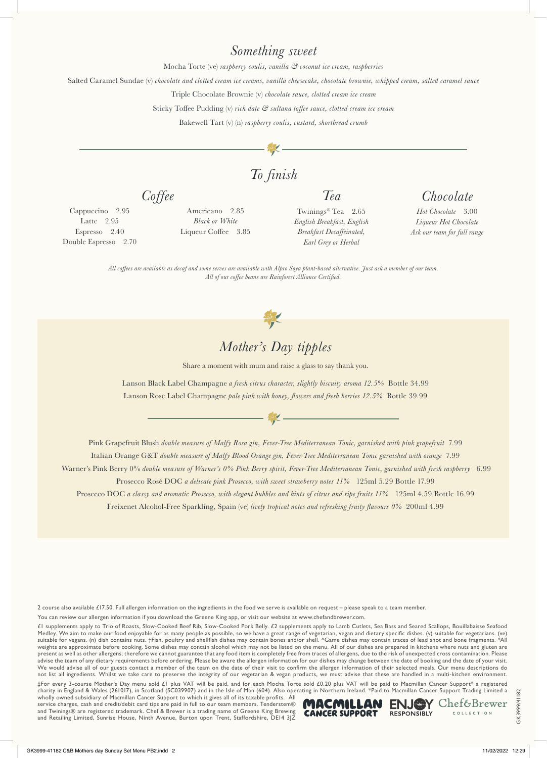## *Something sweet*

Mocha Torte (ve) *raspberry coulis, vanilla & coconut ice cream, raspberries*

Salted Caramel Sundae (v) *chocolate and clotted cream ice creams, vanilla cheesecake, chocolate brownie, whipped cream, salted caramel sauce*

Triple Chocolate Brownie (v) *chocolate sauce, clotted cream ice cream*

Sticky Toffee Pudding (v) *rich date & sultana toffee sauce, clotted cream ice cream*

Bakewell Tart (v) (n) *raspberry coulis, custard, shortbread crumb*

## *To finish*

### *Coffee*

Cappuccino 2.95
Latte 2.95
Espresso 2.40
Double Espresso 2.70

Americano 2.85
*Black or White*
Liqueur Coffee 3.85

### *Tea*

Twinings® Tea 2.65
*English Breakfast, English Breakfast Decaffeinated, Earl Grey or Herbal*

### *Chocolate*

*Hot Chocolate* 3.00
*Liqueur Hot Chocolate*
*Ask our team for full range*

*All coffees are available as decaf and some serves are available with Alpro Soya plant-based alternative. Just ask a member of our team. All of our coffee beans are Rainforest Alliance Certified.*

## *Mother's Day tipples*

Share a moment with mum and raise a glass to say thank you.

Lanson Black Label Champagne *a fresh citrus character, slightly biscuity aroma 12.5%* Bottle 34.99

Lanson Rose Label Champagne *pale pink with honey, flowers and fresh berries 12.5%* Bottle 39.99

Pink Grapefruit Blush *double measure of Malfy Rosa gin, Fever-Tree Mediterranean Tonic, garnished with pink grapefruit* 7.99

Italian Orange G&T *double measure of Malfy Blood Orange gin, Fever-Tree Mediterranean Tonic garnished with orange* 7.99

Warner's Pink Berry 0% *double measure of Warner's 0% Pink Berry spirit, Fever-Tree Mediterranean Tonic, garnished with fresh raspberry* 6.99

Prosecco Rosé DOC *a delicate pink Prosecco, with sweet strawberry notes 11%* 125ml 5.29 Bottle 17.99

Prosecco DOC *a classy and aromatic Prosecco, with elegant bubbles and hints of citrus and ripe fruits 11%* 125ml 4.59 Bottle 16.99

Freixenet Alcohol-Free Sparkling, Spain (ve) *lively tropical notes and refreshing fruity flavours 0%* 200ml 4.99

2 course also available £17.50. Full allergen information on the ingredients in the food we serve is available on request – please speak to a team member.

You can review our allergen information if you download the Greene King app, or visit our website at www.chefandbrewer.com.

£1 supplements apply to Trio of Roasts, Slow-Cooked Beef Rib, Slow-Cooked Pork Belly. £2 supplements apply to Lamb Cutlets, Sea Bass and Seared Scallops, Bouillabaisse Seafood Medley. We aim to make our food enjoyable for as many people as possible, so we have a great range of vegetarian, vegan and dietary specific dishes. (v) suitable for vegetarians. (ve) suitable for vegans. (n) dish contains nuts. †Fish, poultry and shellfish dishes may contain bones and/or shell. ^Game dishes may contain traces of lead shot and bone fragments. *All weights are approximate before cooking. Some dishes may contain alcohol which may not be listed on the menu. All of our dishes are prepared in kitchens where nuts and gluten are present as well as other allergens; therefore we cannot guarantee that any food item is completely free from traces of allergens, due to the risk of unexpected cross contamination. Please advise the team of any dietary requirements before ordering. Please be aware the allergen information for our dishes may change between the date of booking and the date of your visit. We would advise all of our guests contact a member of the team on the date of their visit to confirm the allergen information of their selected meals. Our menu descriptions do not list all ingredients. Whilst we take care to preserve the integrity of our vegetarian & vegan products, we must advise that these are handled in a multi-kitchen environment.

‡For every 3-course Mother's Day menu sold £1 plus VAT will be paid, and for each Mocha Torte sold £0.20 plus VAT will be paid to Macmillan Cancer Support* a registered charity in England & Wales (261017), in Scotland (SC039907) and in the Isle of Man (604). Also operating in Northern Ireland. *Paid to Macmillan Cancer Support Trading Limited a wholly owned subsidiary of Macmillan Cancer Support to which it gives all of its taxable profits. All service charges, cash and credit/debit card tips are paid in full to our team members. Tenderstem® and Twinings® are registered trademark. Chef & Brewer is a trading name of Greene King Brewing and Retailing Limited, Sunrise House, Ninth Avenue, Burton upon Trent, Staffordshire, DE14 3JZ

MACMILLAN CANCER SUPPORT | ENJOY RESPONSIBLY | Chef&Brewer COLLECTION

GK3999/41182